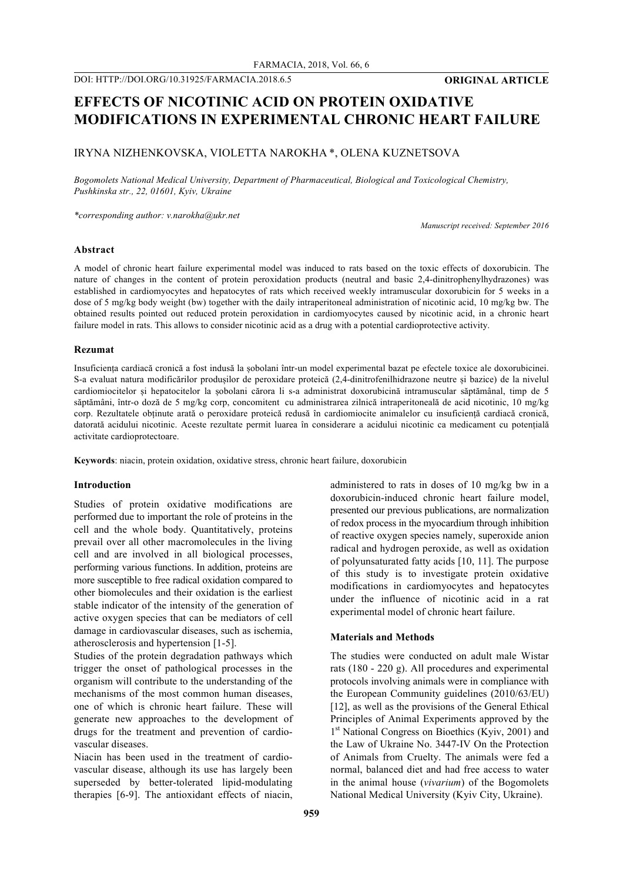DOI: HTTP://DOI.ORG/10.31925/FARMACIA.2018.6.5 **ORIGINAL ARTICLE**

# EFFECTS OF NICOTINIC ACID ON PROTEIN OXIDATIVE MODIFICATIONS IN EXPERIMENTAL CHRONIC HEART FAILURE

IRYNA NIZHENKOVSKA, VIOLETTA NAROKHA *, OLENA KUZNETSOVA

*Bogomolets National Medical University, Department of Pharmaceutical, Biological and Toxicological Chemistry, Pushkinska str., 22, 01601, Kyiv, Ukraine*

*\*corresponding author: v.narokha@ukr.net*

*Manuscript received: September 2016*

### Abstract

A model of chronic heart failure experimental model was induced to rats based on the toxic effects of doxorubicin. The nature of changes in the content of protein peroxidation products (neutral and basic 2,4-dinitrophenylhydrazones) was established in cardiomyocytes and hepatocytes of rats which received weekly intramuscular doxorubicin for 5 weeks in a dose of 5 mg/kg body weight (bw) together with the daily intraperitoneal administration of nicotinic acid, 10 mg/kg bw. The obtained results pointed out reduced protein peroxidation in cardiomyocytes caused by nicotinic acid, in a chronic heart failure model in rats. This allows to consider nicotinic acid as a drug with a potential cardioprotective activity.

### Rezumat

Insuficiența cardiacă cronică a fost indusă la șobolani într-un model experimental bazat pe efectele toxice ale doxorubicinei. S-a evaluat natura modificărilor produșilor de peroxidare proteică (2,4-dinitrofenilhidrazone neutre și bazice) de la nivelul cardiomiocitelor și hepatocitelor la șobolani cărora li s-a administrat doxorubicină intramuscular săptămânal, timp de 5 săptămâni, într-o doză de 5 mg/kg corp, concomitent cu administrarea zilnică intraperitoneală de acid nicotinic, 10 mg/kg corp. Rezultatele obținute arată o peroxidare proteică redusă în cardiomiocite animalelor cu insuficiență cardiacă cronică, datorată acidului nicotinic. Aceste rezultate permit luarea în considerare a acidului nicotinic ca medicament cu potențială activitate cardioprotectoare.

**Keywords**: niacin, protein oxidation, oxidative stress, chronic heart failure, doxorubicin

### Introduction

Studies of protein oxidative modifications are performed due to important the role of proteins in the cell and the whole body. Quantitatively, proteins prevail over all other macromolecules in the living cell and are involved in all biological processes, performing various functions. In addition, proteins are more susceptible to free radical oxidation compared to other biomolecules and their oxidation is the earliest stable indicator of the intensity of the generation of active oxygen species that can be mediators of cell damage in cardiovascular diseases, such as ischemia, atherosclerosis and hypertension [1-5].

Studies of the protein degradation pathways which trigger the onset of pathological processes in the organism will contribute to the understanding of the mechanisms of the most common human diseases, one of which is chronic heart failure. These will generate new approaches to the development of drugs for the treatment and prevention of cardiovascular diseases.

Niacin has been used in the treatment of cardiovascular disease, although its use has largely been superseded by better-tolerated lipid-modulating therapies [6-9]. The antioxidant effects of niacin, administered to rats in doses of 10 mg/kg bw in a doxorubicin-induced chronic heart failure model, presented our previous publications, are normalization of redox process in the myocardium through inhibition of reactive oxygen species namely, superoxide anion radical and hydrogen peroxide, as well as oxidation of polyunsaturated fatty acids [10, 11]. The purpose of this study is to investigate protein oxidative modifications in cardiomyocytes and hepatocytes under the influence of nicotinic acid in a rat experimental model of chronic heart failure.

### Materials and Methods

The studies were conducted on adult male Wistar rats (180 - 220 g). All procedures and experimental protocols involving animals were in compliance with the European Community guidelines (2010/63/EU) [12], as well as the provisions of the General Ethical Principles of Animal Experiments approved by the 1st National Congress on Bioethics (Kyiv, 2001) and the Law of Ukraine No. 3447-IV On the Protection of Animals from Cruelty. The animals were fed a normal, balanced diet and had free access to water in the animal house (*vivarium*) of the Bogomolets National Medical University (Kyiv City, Ukraine).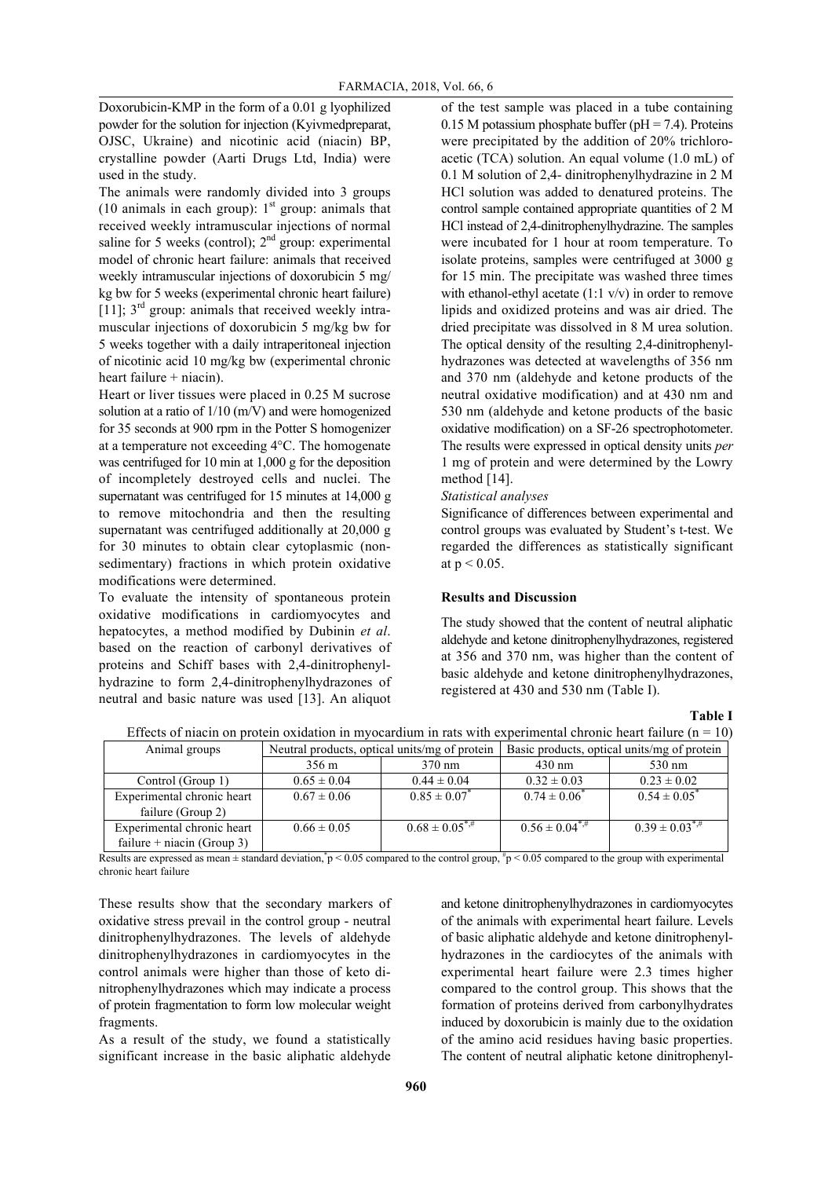Doxorubicin-KMP in the form of a 0.01 g lyophilized powder for the solution for injection (Kyivmedpreparat, OJSC, Ukraine) and nicotinic acid (niacin) BP, crystalline powder (Aarti Drugs Ltd, India) were used in the study.

The animals were randomly divided into 3 groups (10 animals in each group): 1st group: animals that received weekly intramuscular injections of normal saline for 5 weeks (control); 2nd group: experimental model of chronic heart failure: animals that received weekly intramuscular injections of doxorubicin 5 mg/ kg bw for 5 weeks (experimental chronic heart failure) [11]; 3rd group: animals that received weekly intramuscular injections of doxorubicin 5 mg/kg bw for 5 weeks together with a daily intraperitoneal injection of nicotinic acid 10 mg/kg bw (experimental chronic heart failure + niacin).

Heart or liver tissues were placed in 0.25 M sucrose solution at a ratio of 1/10 (m/V) and were homogenized for 35 seconds at 900 rpm in the Potter S homogenizer at a temperature not exceeding 4°C. The homogenate was centrifuged for 10 min at 1,000 g for the deposition of incompletely destroyed cells and nuclei. The supernatant was centrifuged for 15 minutes at 14,000 g to remove mitochondria and then the resulting supernatant was centrifuged additionally at 20,000 g for 30 minutes to obtain clear cytoplasmic (non-sedimentary) fractions in which protein oxidative modifications were determined.

To evaluate the intensity of spontaneous protein oxidative modifications in cardiomyocytes and hepatocytes, a method modified by Dubinin *et al*. based on the reaction of carbonyl derivatives of proteins and Schiff bases with 2,4-dinitrophenylhydrazine to form 2,4-dinitrophenylhydrazones of neutral and basic nature was used [13]. An aliquot of the test sample was placed in a tube containing 0.15 M potassium phosphate buffer (pH = 7.4). Proteins were precipitated by the addition of 20% trichloroacetic (TCA) solution. An equal volume (1.0 mL) of 0.1 M solution of 2,4- dinitrophenylhydrazine in 2 M HCl solution was added to denatured proteins. The control sample contained appropriate quantities of 2 M HCl instead of 2,4-dinitrophenylhydrazine. The samples were incubated for 1 hour at room temperature. To isolate proteins, samples were centrifuged at 3000 g for 15 min. The precipitate was washed three times with ethanol-ethyl acetate (1:1 v/v) in order to remove lipids and oxidized proteins and was air dried. The dried precipitate was dissolved in 8 M urea solution. The optical density of the resulting 2,4-dinitrophenylhydrazones was detected at wavelengths of 356 nm and 370 nm (aldehyde and ketone products of the neutral oxidative modification) and at 430 nm and 530 nm (aldehyde and ketone products of the basic oxidative modification) on a SF-26 spectrophotometer. The results were expressed in optical density units *per* 1 mg of protein and were determined by the Lowry method [14].

*Statistical analyses*

Significance of differences between experimental and control groups was evaluated by Student's t-test. We regarded the differences as statistically significant at $p < 0.05$.

## Results and Discussion

The study showed that the content of neutral aliphatic aldehyde and ketone dinitrophenylhydrazones, registered at 356 and 370 nm, was higher than the content of basic aldehyde and ketone dinitrophenylhydrazones, registered at 430 and 530 nm (Table I).

**Table I**

Effects of niacin on protein oxidation in myocardium in rats with experimental chronic heart failure (n = 10)

| Animal groups | Neutral products, optical units/mg of protein | | Basic products, optical units/mg of protein | |
|---|---|---|---|---|
| | 356 m | 370 nm | 430 nm | 530 nm |
| Control (Group 1) | 0.65 ± 0.04 | 0.44 ± 0.04 | 0.32 ± 0.03 | 0.23 ± 0.02 |
| Experimental chronic heart failure (Group 2) | 0.67 ± 0.06 | 0.85 ± 0.07* | 0.74 ± 0.06* | 0.54 ± 0.05* |
| Experimental chronic heart failure + niacin (Group 3) | 0.66 ± 0.05 | 0.68 ± 0.05*,# | 0.56 ± 0.04*,# | 0.39 ± 0.03*,# |

Results are expressed as mean ± standard deviation, *$p < 0.05$ compared to the control group, #$p < 0.05$ compared to the group with experimental chronic heart failure

These results show that the secondary markers of oxidative stress prevail in the control group - neutral dinitrophenylhydrazones. The levels of aldehyde dinitrophenylhydrazones in cardiomyocytes in the control animals were higher than those of keto dinitrophenylhydrazones which may indicate a process of protein fragmentation to form low molecular weight fragments.

As a result of the study, we found a statistically significant increase in the basic aliphatic aldehyde and ketone dinitrophenylhydrazones in cardiomyocytes of the animals with experimental heart failure. Levels of basic aliphatic aldehyde and ketone dinitrophenylhydrazones in the cardiocytes of the animals with experimental heart failure were 2.3 times higher compared to the control group. This shows that the formation of proteins derived from carbonylhydrates induced by doxorubicin is mainly due to the oxidation of the amino acid residues having basic properties. The content of neutral aliphatic ketone dinitrophenyl-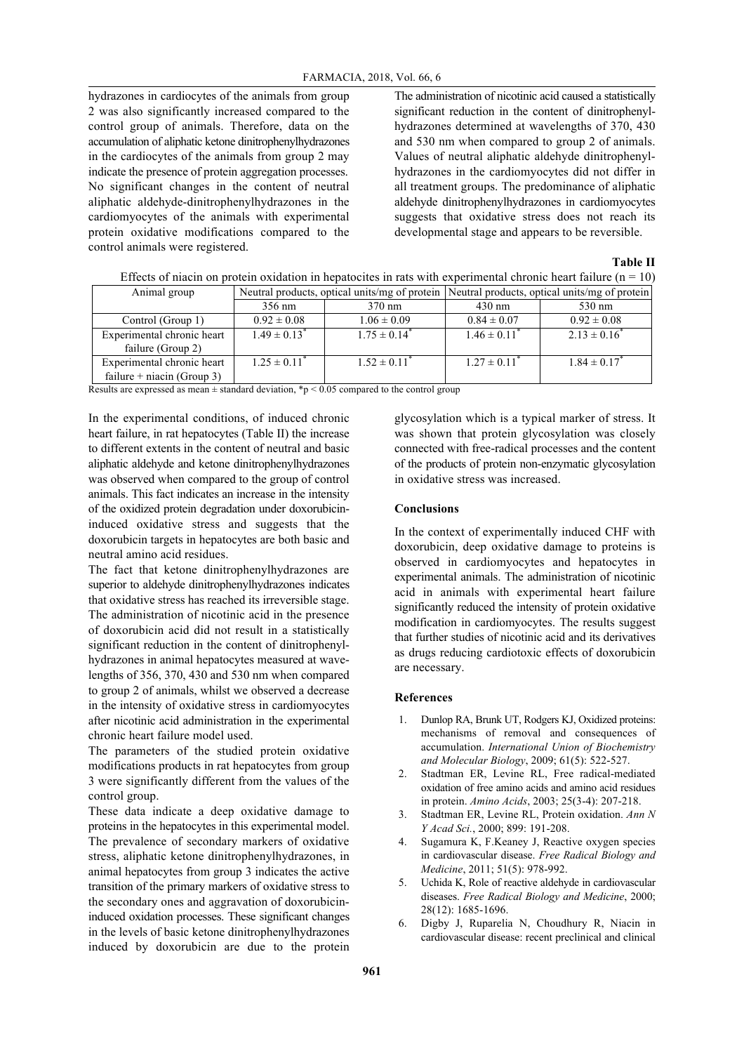hydrazones in cardiocytes of the animals from group 2 was also significantly increased compared to the control group of animals. Therefore, data on the accumulation of aliphatic ketone dinitrophenylhydrazones in the cardiocytes of the animals from group 2 may indicate the presence of protein aggregation processes. No significant changes in the content of neutral aliphatic aldehyde-dinitrophenylhydrazones in the cardiomyocytes of the animals with experimental protein oxidative modifications compared to the control animals were registered.

The administration of nicotinic acid caused a statistically significant reduction in the content of dinitrophenylhydrazones determined at wavelengths of 370, 430 and 530 nm when compared to group 2 of animals. Values of neutral aliphatic aldehyde dinitrophenylhydrazones in the cardiomyocytes did not differ in all treatment groups. The predominance of aliphatic aldehyde dinitrophenylhydrazones in cardiomyocytes suggests that oxidative stress does not reach its developmental stage and appears to be reversible.

**Table II**

Effects of niacin on protein oxidation in hepatocites in rats with experimental chronic heart failure (n = 10)

| Animal group | Neutral products, optical units/mg of protein | | Neutral products, optical units/mg of protein | |
|---|---|---|---|---|
| | 356 nm | 370 nm | 430 nm | 530 nm |
| Control (Group 1) | 0.92 ± 0.08 | 1.06 ± 0.09 | 0.84 ± 0.07 | 0.92 ± 0.08 |
| Experimental chronic heart failure (Group 2) | 1.49 ± 0.13* | 1.75 ± 0.14* | 1.46 ± 0.11* | 2.13 ± 0.16* |
| Experimental chronic heart failure + niacin (Group 3) | 1.25 ± 0.11* | 1.52 ± 0.11* | 1.27 ± 0.11* | 1.84 ± 0.17* |

Results are expressed as mean ± standard deviation, *$p < 0.05$ compared to the control group

In the experimental conditions, of induced chronic heart failure, in rat hepatocytes (Table II) the increase to different extents in the content of neutral and basic aliphatic aldehyde and ketone dinitrophenylhydrazones was observed when compared to the group of control animals. This fact indicates an increase in the intensity of the oxidized protein degradation under doxorubicin-induced oxidative stress and suggests that the doxorubicin targets in hepatocytes are both basic and neutral amino acid residues.

The fact that ketone dinitrophenylhydrazones are superior to aldehyde dinitrophenylhydrazones indicates that oxidative stress has reached its irreversible stage. The administration of nicotinic acid in the presence of doxorubicin acid did not result in a statistically significant reduction in the content of dinitrophenylhydrazones in animal hepatocytes measured at wavelengths of 356, 370, 430 and 530 nm when compared to group 2 of animals, whilst we observed a decrease in the intensity of oxidative stress in cardiomyocytes after nicotinic acid administration in the experimental chronic heart failure model used.

The parameters of the studied protein oxidative modifications products in rat hepatocytes from group 3 were significantly different from the values of the control group.

These data indicate a deep oxidative damage to proteins in the hepatocytes in this experimental model. The prevalence of secondary markers of oxidative stress, aliphatic ketone dinitrophenylhydrazones, in animal hepatocytes from group 3 indicates the active transition of the primary markers of oxidative stress to the secondary ones and aggravation of doxorubicin-induced oxidation processes. These significant changes in the levels of basic ketone dinitrophenylhydrazones induced by doxorubicin are due to the protein glycosylation which is a typical marker of stress. It was shown that protein glycosylation was closely connected with free-radical processes and the content of the products of protein non-enzymatic glycosylation in oxidative stress was increased.

## Conclusions

In the context of experimentally induced CHF with doxorubicin, deep oxidative damage to proteins is observed in cardiomyocytes and hepatocytes in experimental animals. The administration of nicotinic acid in animals with experimental heart failure significantly reduced the intensity of protein oxidative modification in cardiomyocytes. The results suggest that further studies of nicotinic acid and its derivatives as drugs reducing cardiotoxic effects of doxorubicin are necessary.

## References

1. Dunlop RA, Brunk UT, Rodgers KJ, Oxidized proteins: mechanisms of removal and consequences of accumulation. *International Union of Biochemistry and Molecular Biology*, 2009; 61(5): 522-527.
2. Stadtman ER, Levine RL, Free radical-mediated oxidation of free amino acids and amino acid residues in protein. *Amino Acids*, 2003; 25(3-4): 207-218.
3. Stadtman ER, Levine RL, Protein oxidation. *Ann N Y Acad Sci.*, 2000; 899: 191-208.
4. Sugamura K, F.Keaney J, Reactive oxygen species in cardiovascular disease. *Free Radical Biology and Medicine*, 2011; 51(5): 978-992.
5. Uchida K, Role of reactive aldehyde in cardiovascular diseases. *Free Radical Biology and Medicine*, 2000; 28(12): 1685-1696.
6. Digby J, Ruparelia N, Choudhury R, Niacin in cardiovascular disease: recent preclinical and clinical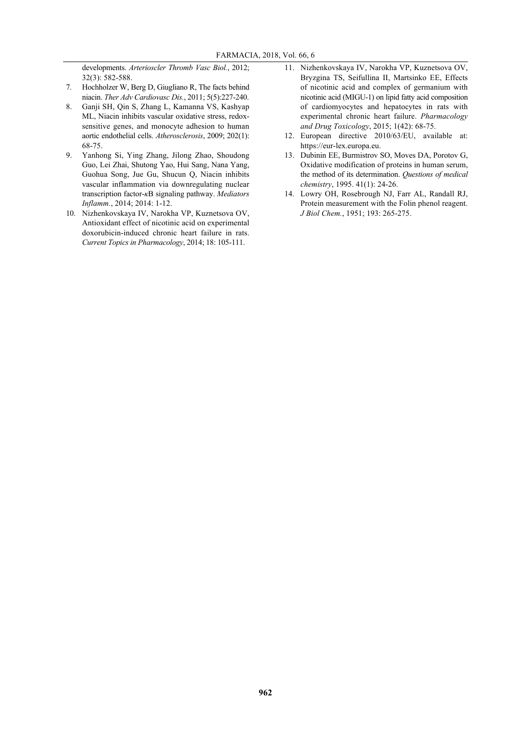developments. *Arterioscler Thromb Vasc Biol.*, 2012; 32(3): 582-588.

7. Hochholzer W, Berg D, Giugliano R, The facts behind niacin. *Ther Adv Cardiovasc Dis.*, 2011; 5(5):227-240.
8. Ganji SH, Qin S, Zhang L, Kamanna VS, Kashyap ML, Niacin inhibits vascular oxidative stress, redox-sensitive genes, and monocyte adhesion to human aortic endothelial cells. *Atherosclerosis*, 2009; 202(1): 68-75.
9. Yanhong Si, Ying Zhang, Jilong Zhao, Shoudong Guo, Lei Zhai, Shutong Yao, Hui Sang, Nana Yang, Guohua Song, Jue Gu, Shucun Q, Niacin inhibits vascular inflammation via downregulating nuclear transcription factor-κB signaling pathway. *Mediators Inflamm.*, 2014; 2014: 1-12.
10. Nizhenkovskaya IV, Narokha VP, Kuznetsova OV, Antioxidant effect of nicotinic acid on experimental doxorubicin-induced chronic heart failure in rats. *Current Topics in Pharmacology*, 2014; 18: 105-111.
11. Nizhenkovskaya IV, Narokha VP, Kuznetsova OV, Bryzgina TS, Seifullina II, Martsinko EE, Effects of nicotinic acid and complex of germanium with nicotinic acid (MIGU-1) on lipid fatty acid composition of cardiomyocytes and hepatocytes in rats with experimental chronic heart failure. *Pharmacology and Drug Toxicology*, 2015; 1(42): 68-75.
12. European directive 2010/63/EU, available at: https://eur-lex.europa.eu.
13. Dubinin EE, Burmistrov SO, Moves DA, Porotov G, Oxidative modification of proteins in human serum, the method of its determination. *Questions of medical chemistry*, 1995. 41(1): 24-26.
14. Lowry OH, Rosebrough NJ, Farr AL, Randall RJ, Protein measurement with the Folin phenol reagent. *J Biol Chem.*, 1951; 193: 265-275.